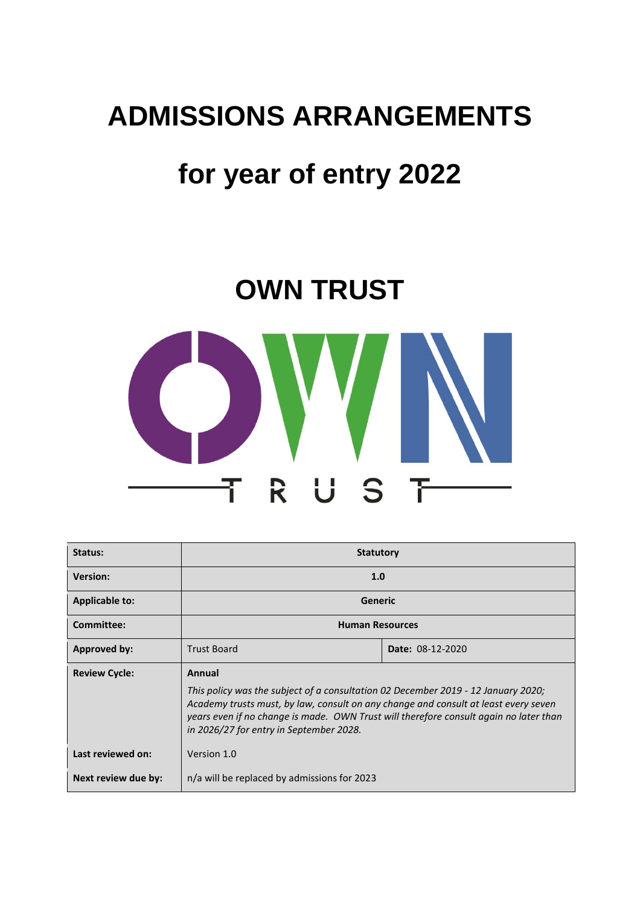# ADMISSIONS ARRANGEMENTS

# for year of entry 2022

## OWN TRUST

| **Status:** | **Statutory** | |
|---|---|---|
| **Version:** | **1.0** | |
| **Applicable to:** | **Generic** | |
| **Committee:** | **Human Resources** | |
| **Approved by:** | Trust Board | **Date:** 08-12-2020 |
| **Review Cycle:** | **Annual**<br>*This policy was the subject of a consultation 02 December 2019 - 12 January 2020; Academy trusts must, by law, consult on any change and consult at least every seven years even if no change is made. OWN Trust will therefore consult again no later than in 2026/27 for entry in September 2028.* | |
| **Last reviewed on:** | Version 1.0 | |
| **Next review due by:** | n/a will be replaced by admissions for 2023 | |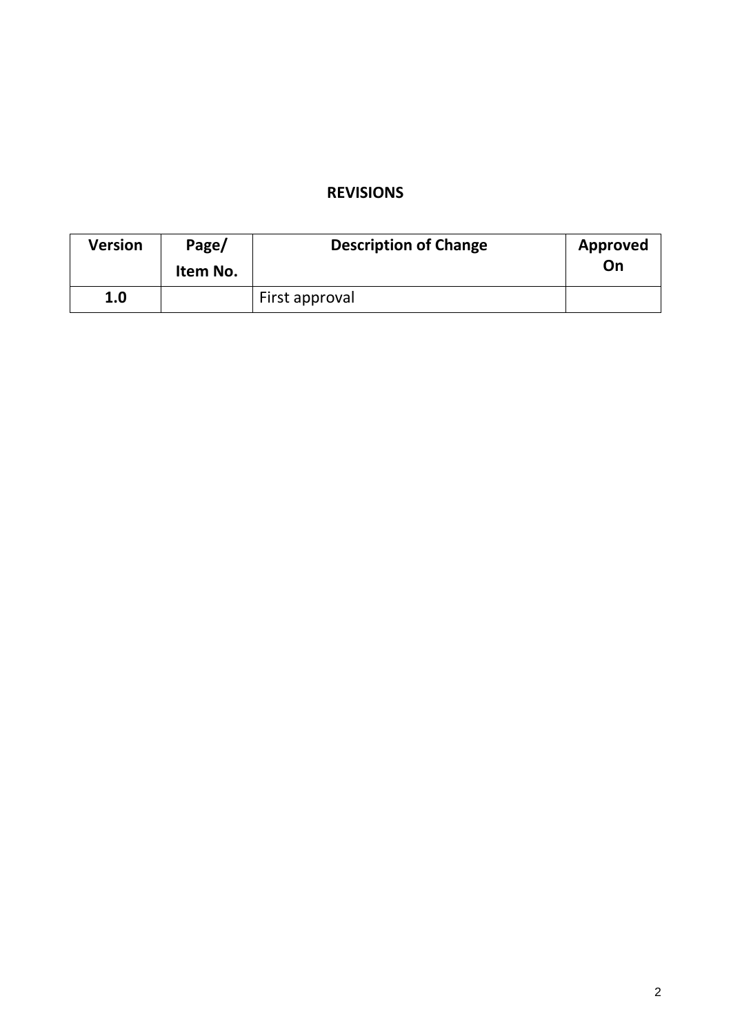## REVISIONS

| Version | Page/ Item No. | Description of Change | Approved On |
|---|---|---|---|
| **1.0** | | First approval | |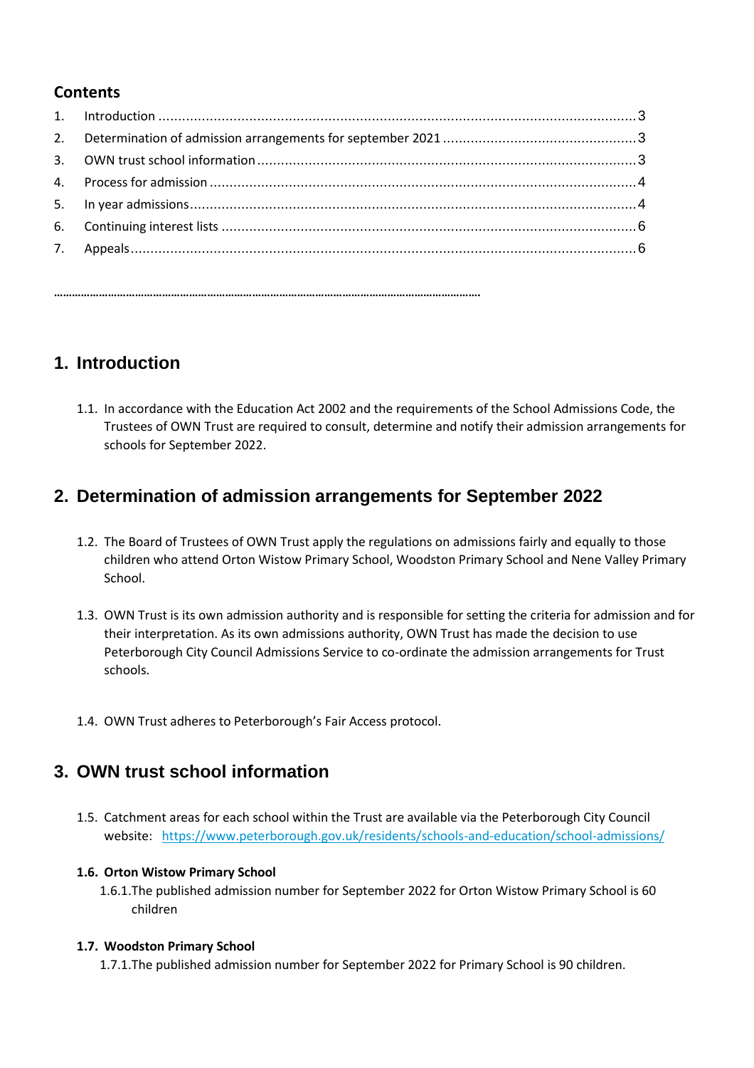## Contents

| | | |
|---|---|---|
| 1. | Introduction | 3 |
| 2. | Determination of admission arrangements for september 2021 | 3 |
| 3. | OWN trust school information | 3 |
| 4. | Process for admission | 4 |
| 5. | In year admissions | 4 |
| 6. | Continuing interest lists | 6 |
| 7. | Appeals | 6 |

…………………………………………………………………………………………………………………………………

## 1. Introduction

1.1. In accordance with the Education Act 2002 and the requirements of the School Admissions Code, the Trustees of OWN Trust are required to consult, determine and notify their admission arrangements for schools for September 2022.

## 2. Determination of admission arrangements for September 2022

1.2. The Board of Trustees of OWN Trust apply the regulations on admissions fairly and equally to those children who attend Orton Wistow Primary School, Woodston Primary School and Nene Valley Primary School.

1.3. OWN Trust is its own admission authority and is responsible for setting the criteria for admission and for their interpretation. As its own admissions authority, OWN Trust has made the decision to use Peterborough City Council Admissions Service to co-ordinate the admission arrangements for Trust schools.

1.4. OWN Trust adheres to Peterborough's Fair Access protocol.

## 3. OWN trust school information

1.5. Catchment areas for each school within the Trust are available via the Peterborough City Council website: https://www.peterborough.gov.uk/residents/schools-and-education/school-admissions/

**1.6. Orton Wistow Primary School**

1.6.1. The published admission number for September 2022 for Orton Wistow Primary School is 60 children

**1.7. Woodston Primary School**

1.7.1. The published admission number for September 2022 for Primary School is 90 children.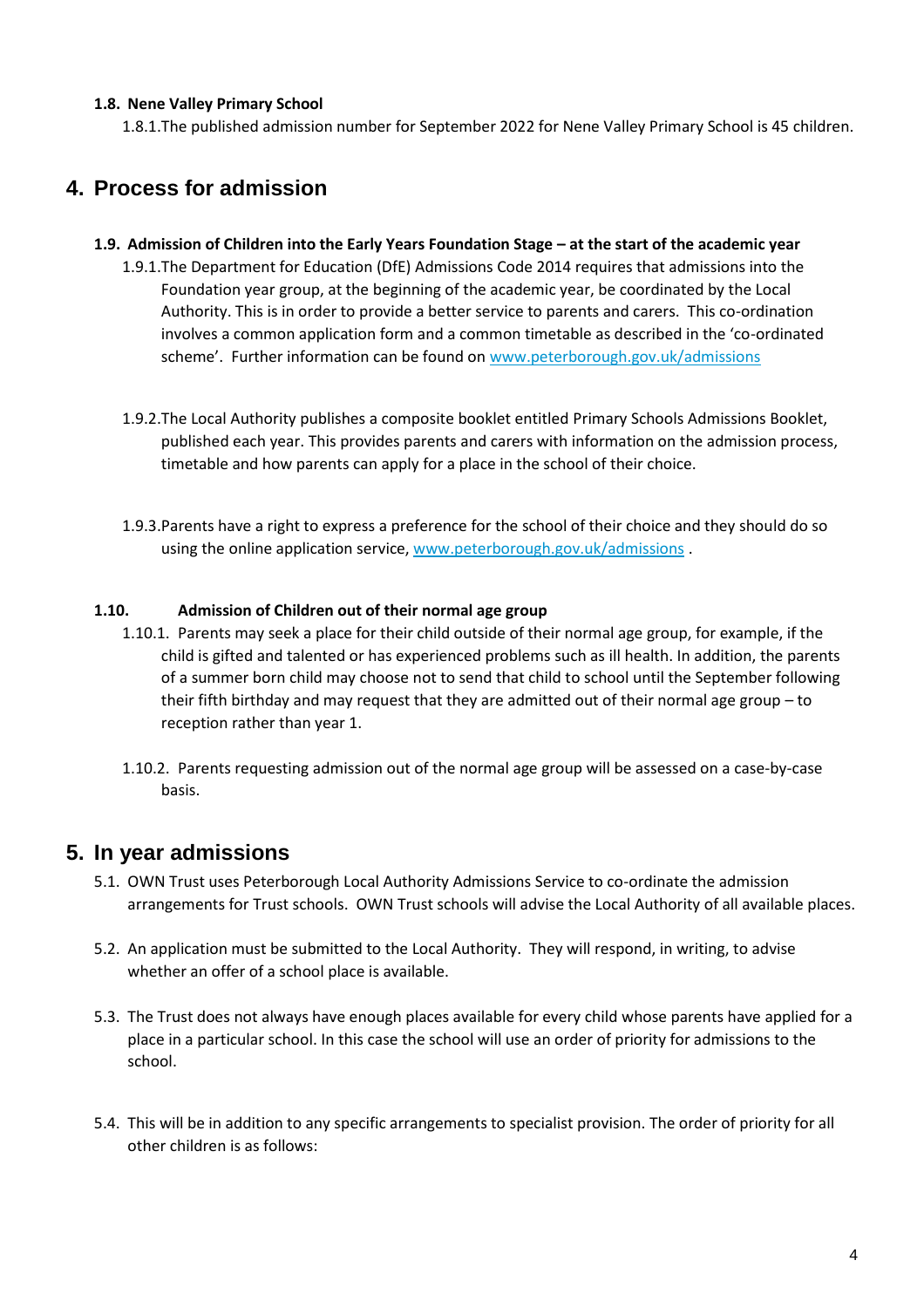### 1.8. Nene Valley Primary School

1.8.1. The published admission number for September 2022 for Nene Valley Primary School is 45 children.

## 4. Process for admission

### 1.9. Admission of Children into the Early Years Foundation Stage – at the start of the academic year

1.9.1. The Department for Education (DfE) Admissions Code 2014 requires that admissions into the Foundation year group, at the beginning of the academic year, be coordinated by the Local Authority. This is in order to provide a better service to parents and carers. This co-ordination involves a common application form and a common timetable as described in the 'co-ordinated scheme'. Further information can be found on www.peterborough.gov.uk/admissions

1.9.2. The Local Authority publishes a composite booklet entitled Primary Schools Admissions Booklet, published each year. This provides parents and carers with information on the admission process, timetable and how parents can apply for a place in the school of their choice.

1.9.3. Parents have a right to express a preference for the school of their choice and they should do so using the online application service, www.peterborough.gov.uk/admissions .

### 1.10. Admission of Children out of their normal age group

1.10.1. Parents may seek a place for their child outside of their normal age group, for example, if the child is gifted and talented or has experienced problems such as ill health. In addition, the parents of a summer born child may choose not to send that child to school until the September following their fifth birthday and may request that they are admitted out of their normal age group – to reception rather than year 1.

1.10.2. Parents requesting admission out of the normal age group will be assessed on a case-by-case basis.

## 5. In year admissions

5.1. OWN Trust uses Peterborough Local Authority Admissions Service to co-ordinate the admission arrangements for Trust schools. OWN Trust schools will advise the Local Authority of all available places.

5.2. An application must be submitted to the Local Authority. They will respond, in writing, to advise whether an offer of a school place is available.

5.3. The Trust does not always have enough places available for every child whose parents have applied for a place in a particular school. In this case the school will use an order of priority for admissions to the school.

5.4. This will be in addition to any specific arrangements to specialist provision. The order of priority for all other children is as follows: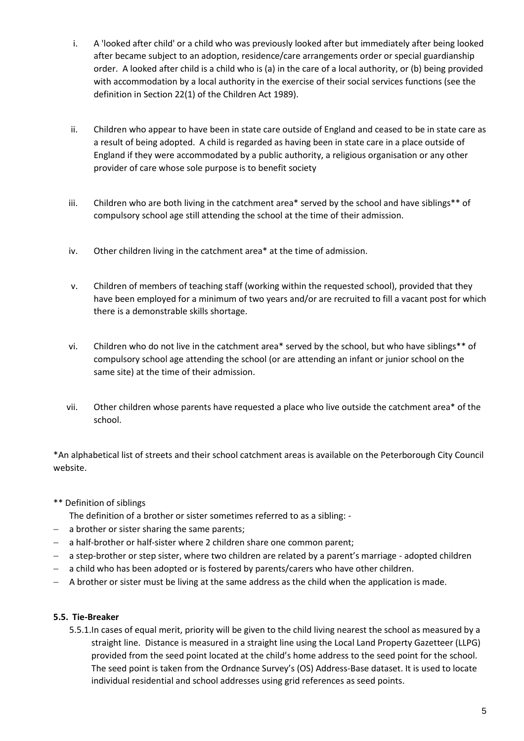i. A 'looked after child' or a child who was previously looked after but immediately after being looked after became subject to an adoption, residence/care arrangements order or special guardianship order. A looked after child is a child who is (a) in the care of a local authority, or (b) being provided with accommodation by a local authority in the exercise of their social services functions (see the definition in Section 22(1) of the Children Act 1989).

ii. Children who appear to have been in state care outside of England and ceased to be in state care as a result of being adopted. A child is regarded as having been in state care in a place outside of England if they were accommodated by a public authority, a religious organisation or any other provider of care whose sole purpose is to benefit society

iii. Children who are both living in the catchment area* served by the school and have siblings** of compulsory school age still attending the school at the time of their admission.

iv. Other children living in the catchment area* at the time of admission.

v. Children of members of teaching staff (working within the requested school), provided that they have been employed for a minimum of two years and/or are recruited to fill a vacant post for which there is a demonstrable skills shortage.

vi. Children who do not live in the catchment area* served by the school, but who have siblings** of compulsory school age attending the school (or are attending an infant or junior school on the same site) at the time of their admission.

vii. Other children whose parents have requested a place who live outside the catchment area* of the school.

*An alphabetical list of streets and their school catchment areas is available on the Peterborough City Council website.

** Definition of siblings

The definition of a brother or sister sometimes referred to as a sibling: -

- a brother or sister sharing the same parents;
- a half-brother or half-sister where 2 children share one common parent;
- a step-brother or step sister, where two children are related by a parent's marriage - adopted children
- a child who has been adopted or is fostered by parents/carers who have other children.
- A brother or sister must be living at the same address as the child when the application is made.

**5.5. Tie-Breaker**

5.5.1. In cases of equal merit, priority will be given to the child living nearest the school as measured by a straight line. Distance is measured in a straight line using the Local Land Property Gazetteer (LLPG) provided from the seed point located at the child's home address to the seed point for the school. The seed point is taken from the Ordnance Survey's (OS) Address-Base dataset. It is used to locate individual residential and school addresses using grid references as seed points.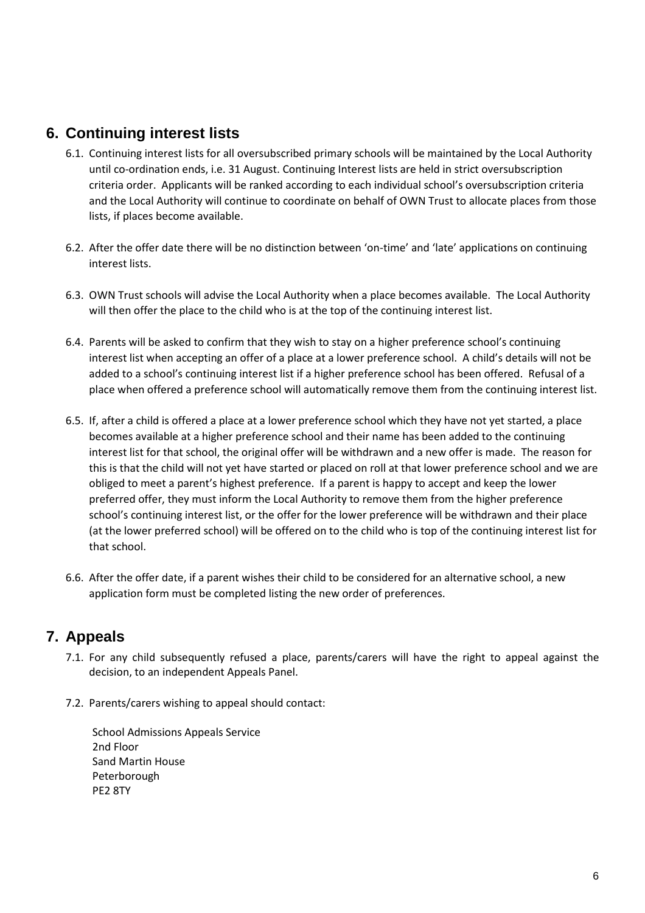## 6. Continuing interest lists

6.1. Continuing interest lists for all oversubscribed primary schools will be maintained by the Local Authority until co-ordination ends, i.e. 31 August. Continuing Interest lists are held in strict oversubscription criteria order. Applicants will be ranked according to each individual school's oversubscription criteria and the Local Authority will continue to coordinate on behalf of OWN Trust to allocate places from those lists, if places become available.

6.2. After the offer date there will be no distinction between 'on-time' and 'late' applications on continuing interest lists.

6.3. OWN Trust schools will advise the Local Authority when a place becomes available. The Local Authority will then offer the place to the child who is at the top of the continuing interest list.

6.4. Parents will be asked to confirm that they wish to stay on a higher preference school's continuing interest list when accepting an offer of a place at a lower preference school. A child's details will not be added to a school's continuing interest list if a higher preference school has been offered. Refusal of a place when offered a preference school will automatically remove them from the continuing interest list.

6.5. If, after a child is offered a place at a lower preference school which they have not yet started, a place becomes available at a higher preference school and their name has been added to the continuing interest list for that school, the original offer will be withdrawn and a new offer is made. The reason for this is that the child will not yet have started or placed on roll at that lower preference school and we are obliged to meet a parent's highest preference. If a parent is happy to accept and keep the lower preferred offer, they must inform the Local Authority to remove them from the higher preference school's continuing interest list, or the offer for the lower preference will be withdrawn and their place (at the lower preferred school) will be offered on to the child who is top of the continuing interest list for that school.

6.6. After the offer date, if a parent wishes their child to be considered for an alternative school, a new application form must be completed listing the new order of preferences.

## 7. Appeals

7.1. For any child subsequently refused a place, parents/carers will have the right to appeal against the decision, to an independent Appeals Panel.

7.2. Parents/carers wishing to appeal should contact:

School Admissions Appeals Service  
2nd Floor  
Sand Martin House  
Peterborough  
PE2 8TY